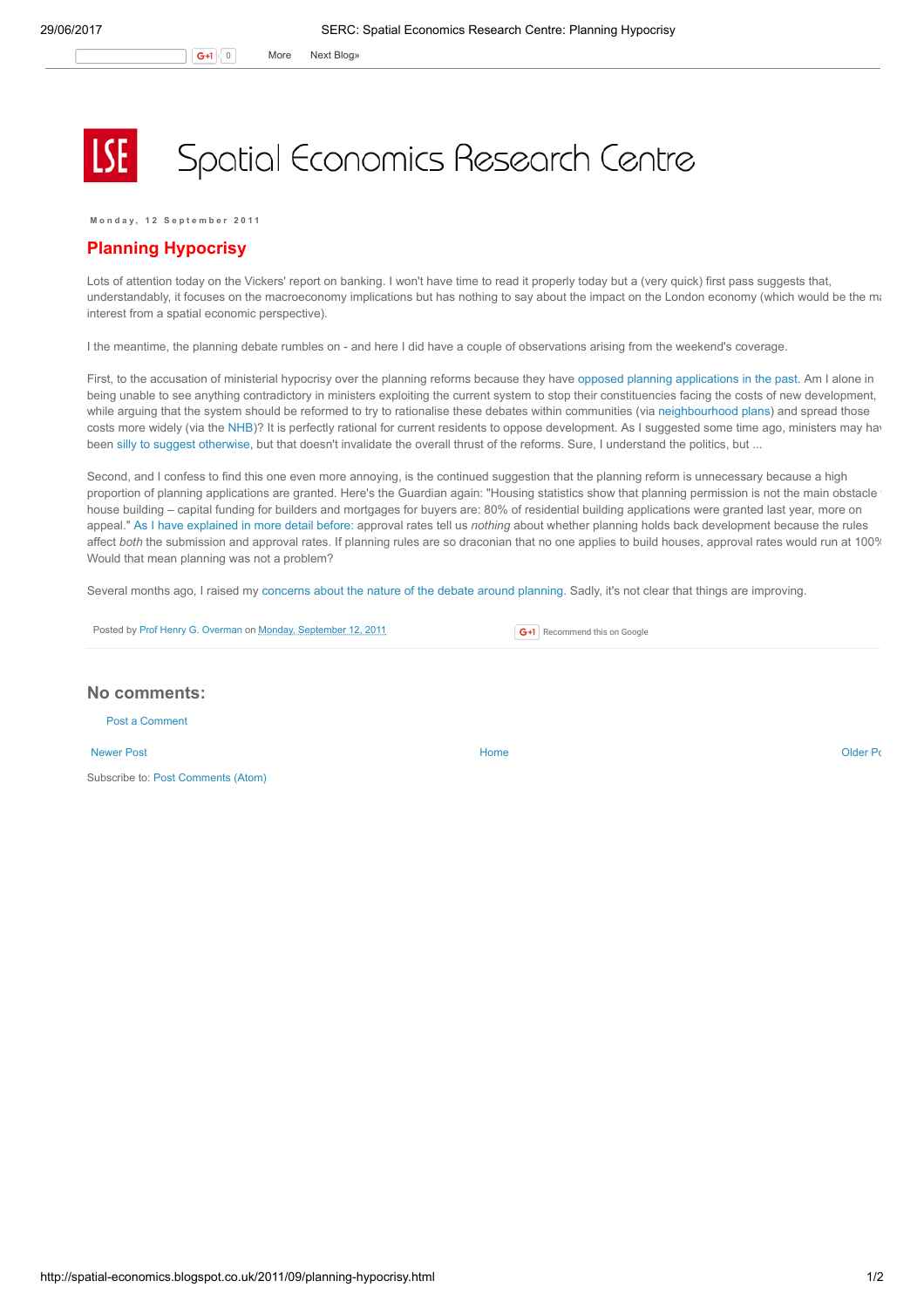# Spatial Economics Research Centre

**Monday, 12 September 2011**

## Planning Hypocrisy

Lots of attention today on the Vickers' report on banking. I won't have time to read it properly today but a (very quick) first pass suggests that, understandably, it focuses on the macroeconomy implications but has nothing to say about the impact on the London economy (which would be the ma interest from a spatial economic perspective).

I the meantime, the planning debate rumbles on - and here I did have a couple of observations arising from the weekend's coverage.

First, to the accusation of ministerial hypocrisy over the planning reforms because they have opposed planning applications in the past. Am I alone in being unable to see anything contradictory in ministers exploiting the current system to stop their constituencies facing the costs of new development, while arguing that the system should be reformed to try to rationalise these debates within communities (via neighbourhood plans) and spread those costs more widely (via the NHB)? It is perfectly rational for current residents to oppose development. As I suggested some time ago, ministers may hav been silly to suggest otherwise, but that doesn't invalidate the overall thrust of the reforms. Sure, I understand the politics, but ...

Second, and I confess to find this one even more annoying, is the continued suggestion that the planning reform is unnecessary because a high proportion of planning applications are granted. Here's the Guardian again: "Housing statistics show that planning permission is not the main obstacle house building – capital funding for builders and mortgages for buyers are: 80% of residential building applications were granted last year, more on appeal." As I have explained in more detail before: approval rates tell us *nothing* about whether planning holds back development because the rules affect *both* the submission and approval rates. If planning rules are so draconian that no one applies to build houses, approval rates would run at 100% Would that mean planning was not a problem?

Several months ago, I raised my concerns about the nature of the debate around planning. Sadly, it's not clear that things are improving.

Posted by Prof Henry G. Overman on Monday, September 12, 2011

## No comments:

Post a Comment

Newer Post | Home | Older Po

Subscribe to: Post Comments (Atom)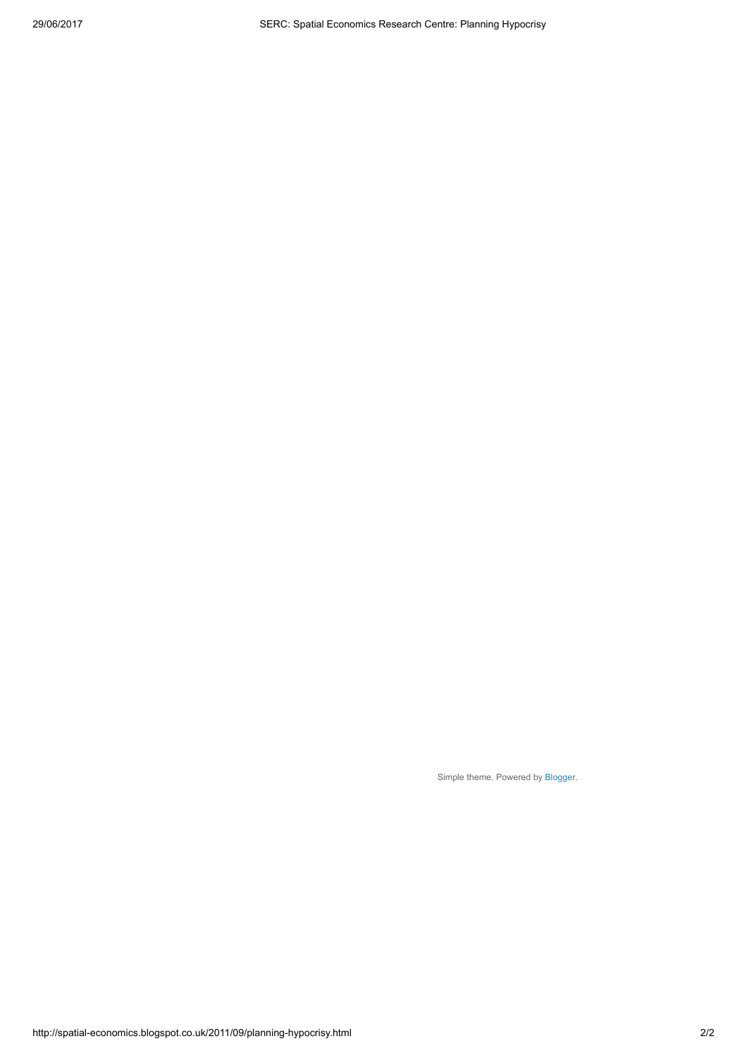Simple theme. Powered by Blogger.